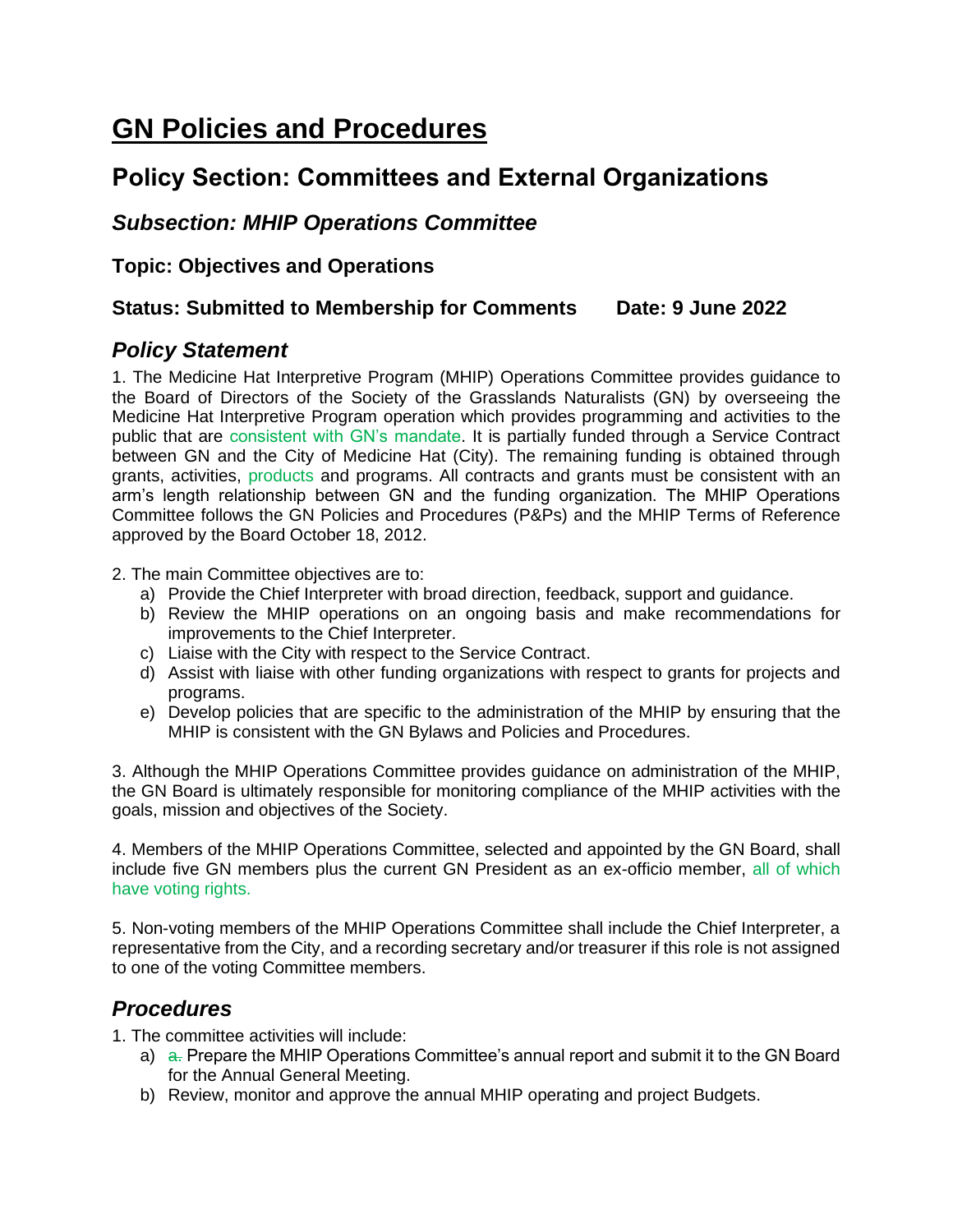# GN Policies and Procedures

## Policy Section: Committees and External Organizations

### *Subsection: MHIP Operations Committee*

#### Topic: Objectives and Operations

#### Status: Submitted to Membership for Comments Date: 9 June 2022

### *Policy Statement*

1. The Medicine Hat Interpretive Program (MHIP) Operations Committee provides guidance to the Board of Directors of the Society of the Grasslands Naturalists (GN) by overseeing the Medicine Hat Interpretive Program operation which provides programming and activities to the public that are consistent with GN's mandate. It is partially funded through a Service Contract between GN and the City of Medicine Hat (City). The remaining funding is obtained through grants, activities, products and programs. All contracts and grants must be consistent with an arm's length relationship between GN and the funding organization. The MHIP Operations Committee follows the GN Policies and Procedures (P&Ps) and the MHIP Terms of Reference approved by the Board October 18, 2012.

2. The main Committee objectives are to:
   a) Provide the Chief Interpreter with broad direction, feedback, support and guidance.
   b) Review the MHIP operations on an ongoing basis and make recommendations for improvements to the Chief Interpreter.
   c) Liaise with the City with respect to the Service Contract.
   d) Assist with liaise with other funding organizations with respect to grants for projects and programs.
   e) Develop policies that are specific to the administration of the MHIP by ensuring that the MHIP is consistent with the GN Bylaws and Policies and Procedures.

3. Although the MHIP Operations Committee provides guidance on administration of the MHIP, the GN Board is ultimately responsible for monitoring compliance of the MHIP activities with the goals, mission and objectives of the Society.

4. Members of the MHIP Operations Committee, selected and appointed by the GN Board, shall include five GN members plus the current GN President as an ex-officio member, all of which have voting rights.

5. Non-voting members of the MHIP Operations Committee shall include the Chief Interpreter, a representative from the City, and a recording secretary and/or treasurer if this role is not assigned to one of the voting Committee members.

### *Procedures*

1. The committee activities will include:
   a) ~~a.~~ Prepare the MHIP Operations Committee's annual report and submit it to the GN Board for the Annual General Meeting.
   b) Review, monitor and approve the annual MHIP operating and project Budgets.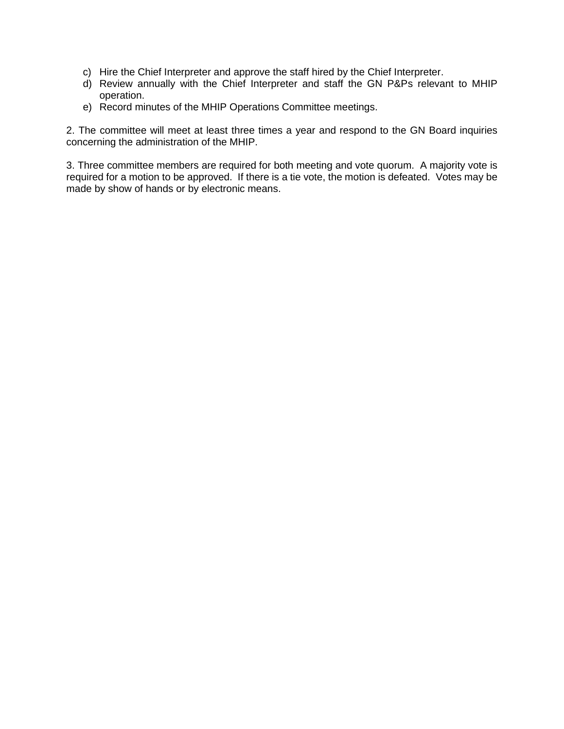c) Hire the Chief Interpreter and approve the staff hired by the Chief Interpreter.
d) Review annually with the Chief Interpreter and staff the GN P&Ps relevant to MHIP operation.
e) Record minutes of the MHIP Operations Committee meetings.

2. The committee will meet at least three times a year and respond to the GN Board inquiries concerning the administration of the MHIP.

3. Three committee members are required for both meeting and vote quorum. A majority vote is required for a motion to be approved. If there is a tie vote, the motion is defeated. Votes may be made by show of hands or by electronic means.